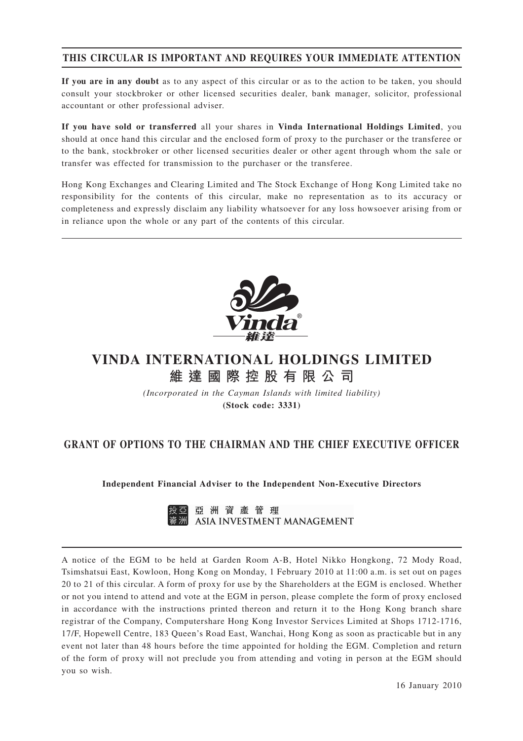**THIS CIRCULAR IS IMPORTANT AND REQUIRES YOUR IMMEDIATE ATTENTION**

**If you are in any doubt** as to any aspect of this circular or as to the action to be taken, you should consult your stockbroker or other licensed securities dealer, bank manager, solicitor, professional accountant or other professional adviser.

**If you have sold or transferred** all your shares in **Vinda International Holdings Limited**, you should at once hand this circular and the enclosed form of proxy to the purchaser or the transferee or to the bank, stockbroker or other licensed securities dealer or other agent through whom the sale or transfer was effected for transmission to the purchaser or the transferee.

Hong Kong Exchanges and Clearing Limited and The Stock Exchange of Hong Kong Limited take no responsibility for the contents of this circular, make no representation as to its accuracy or completeness and expressly disclaim any liability whatsoever for any loss howsoever arising from or in reliance upon the whole or any part of the contents of this circular.

Vinda® 維達

# VINDA INTERNATIONAL HOLDINGS LIMITED
# 維達國際控股有限公司

*(Incorporated in the Cayman Islands with limited liability)*

**(Stock code: 3331)**

## GRANT OF OPTIONS TO THE CHAIRMAN AND THE CHIEF EXECUTIVE OFFICER

**Independent Financial Adviser to the Independent Non-Executive Directors**

投資 亞洲 亞洲資產管理 ASIA INVESTMENT MANAGEMENT

A notice of the EGM to be held at Garden Room A-B, Hotel Nikko Hongkong, 72 Mody Road, Tsimshatsui East, Kowloon, Hong Kong on Monday, 1 February 2010 at 11:00 a.m. is set out on pages 20 to 21 of this circular. A form of proxy for use by the Shareholders at the EGM is enclosed. Whether or not you intend to attend and vote at the EGM in person, please complete the form of proxy enclosed in accordance with the instructions printed thereon and return it to the Hong Kong branch share registrar of the Company, Computershare Hong Kong Investor Services Limited at Shops 1712-1716, 17/F, Hopewell Centre, 183 Queen's Road East, Wanchai, Hong Kong as soon as practicable but in any event not later than 48 hours before the time appointed for holding the EGM. Completion and return of the form of proxy will not preclude you from attending and voting in person at the EGM should you so wish.

16 January 2010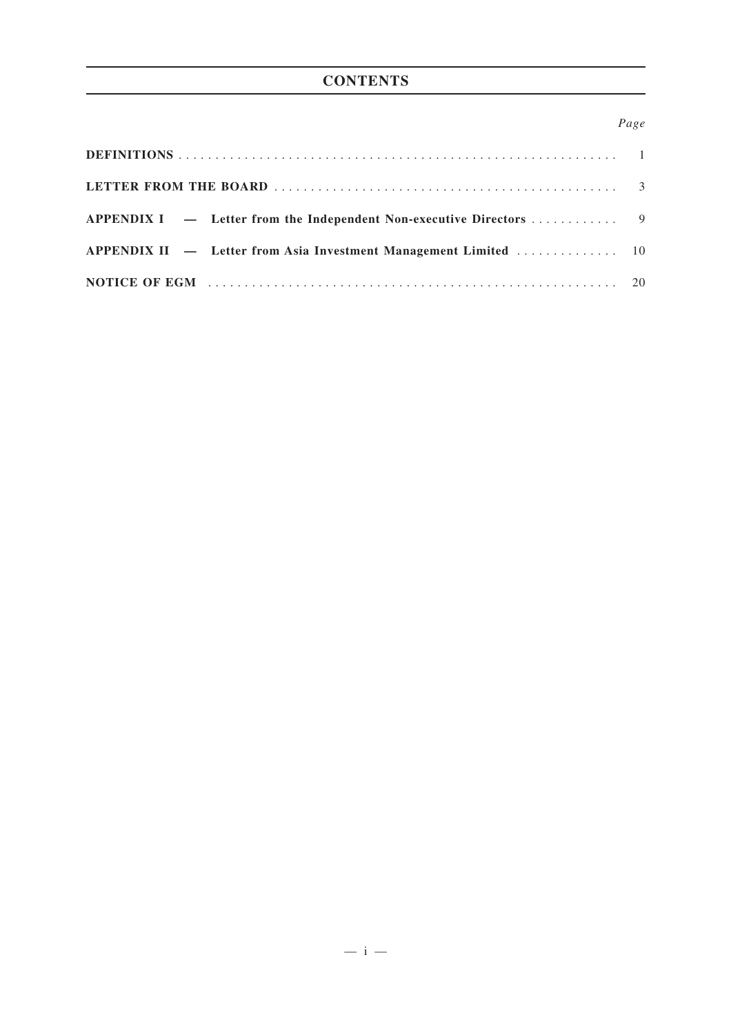# CONTENTS

| | *Page* |
|---|---|
| **DEFINITIONS** | 1 |
| **LETTER FROM THE BOARD** | 3 |
| **APPENDIX I — Letter from the Independent Non-executive Directors** | 9 |
| **APPENDIX II — Letter from Asia Investment Management Limited** | 10 |
| **NOTICE OF EGM** | 20 |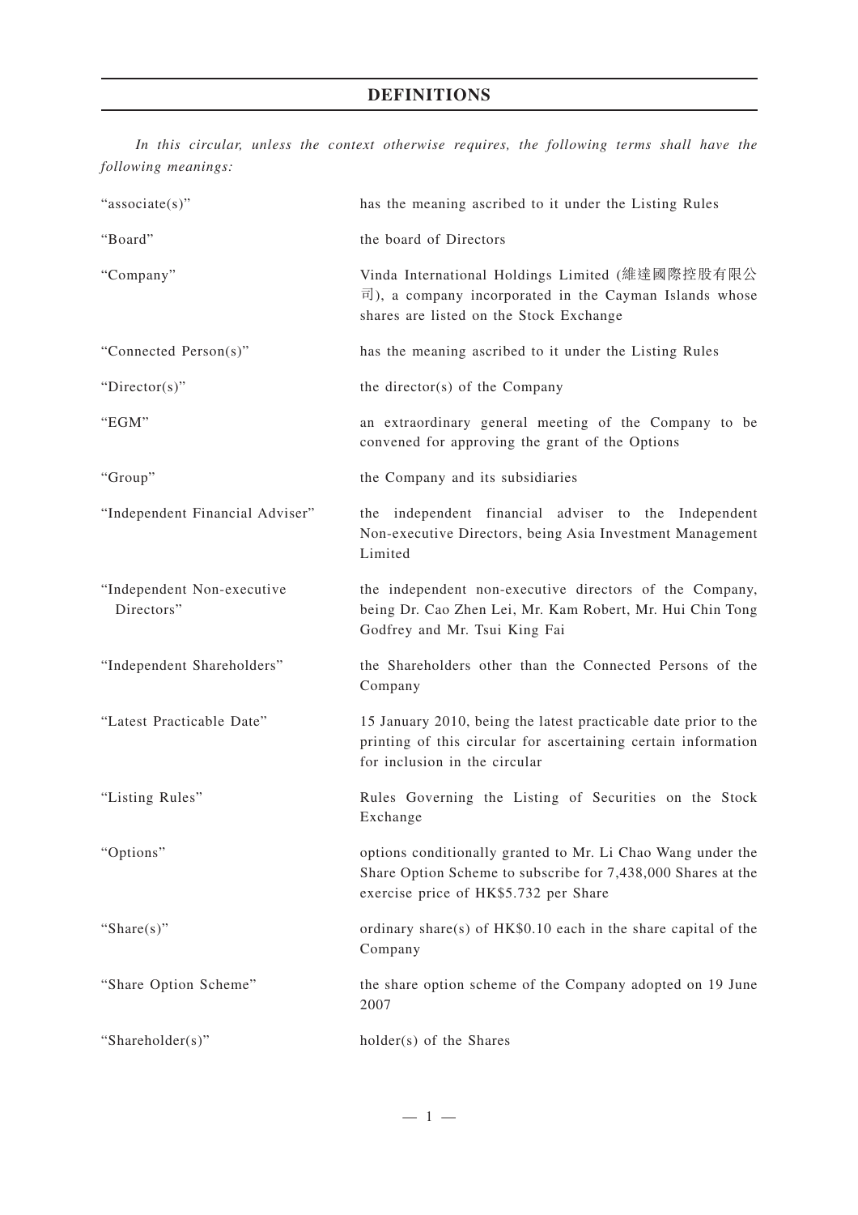# DEFINITIONS

*In this circular, unless the context otherwise requires, the following terms shall have the following meanings:*

| | |
|---|---|
| "associate(s)" | has the meaning ascribed to it under the Listing Rules |
| "Board" | the board of Directors |
| "Company" | Vinda International Holdings Limited (維達國際控股有限公司), a company incorporated in the Cayman Islands whose shares are listed on the Stock Exchange |
| "Connected Person(s)" | has the meaning ascribed to it under the Listing Rules |
| "Director(s)" | the director(s) of the Company |
| "EGM" | an extraordinary general meeting of the Company to be convened for approving the grant of the Options |
| "Group" | the Company and its subsidiaries |
| "Independent Financial Adviser" | the independent financial adviser to the Independent Non-executive Directors, being Asia Investment Management Limited |
| "Independent Non-executive Directors" | the independent non-executive directors of the Company, being Dr. Cao Zhen Lei, Mr. Kam Robert, Mr. Hui Chin Tong Godfrey and Mr. Tsui King Fai |
| "Independent Shareholders" | the Shareholders other than the Connected Persons of the Company |
| "Latest Practicable Date" | 15 January 2010, being the latest practicable date prior to the printing of this circular for ascertaining certain information for inclusion in the circular |
| "Listing Rules" | Rules Governing the Listing of Securities on the Stock Exchange |
| "Options" | options conditionally granted to Mr. Li Chao Wang under the Share Option Scheme to subscribe for 7,438,000 Shares at the exercise price of HK$5.732 per Share |
| "Share(s)" | ordinary share(s) of HK$0.10 each in the share capital of the Company |
| "Share Option Scheme" | the share option scheme of the Company adopted on 19 June 2007 |
| "Shareholder(s)" | holder(s) of the Shares |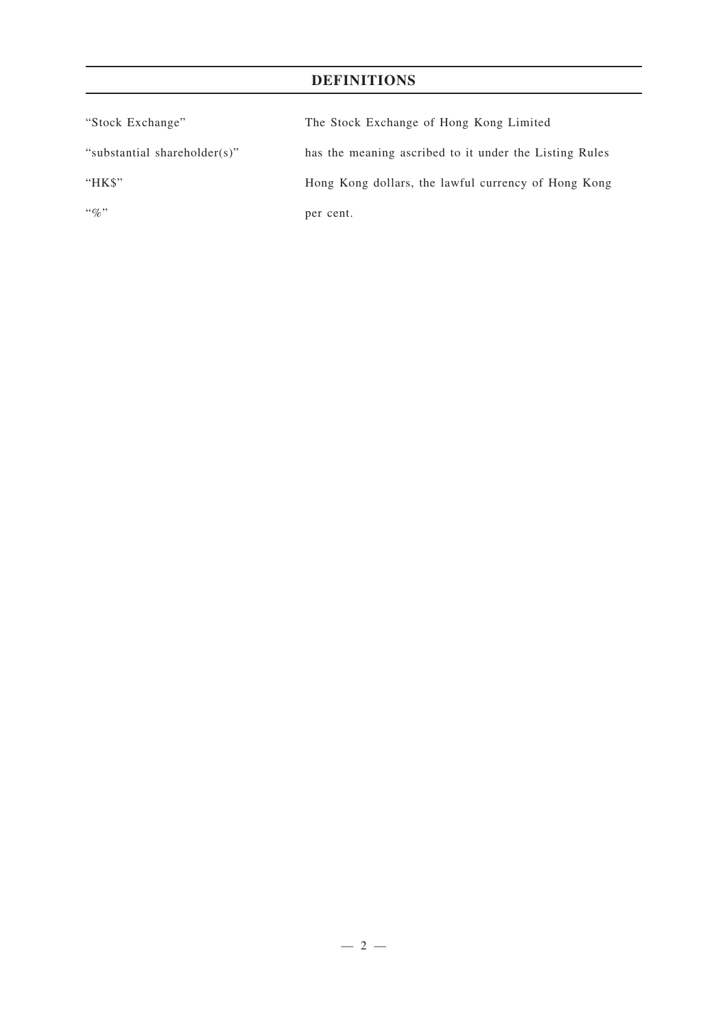## DEFINITIONS

| | |
|---|---|
| "Stock Exchange" | The Stock Exchange of Hong Kong Limited |
| "substantial shareholder(s)" | has the meaning ascribed to it under the Listing Rules |
| "HK$" | Hong Kong dollars, the lawful currency of Hong Kong |
| "%" | per cent. |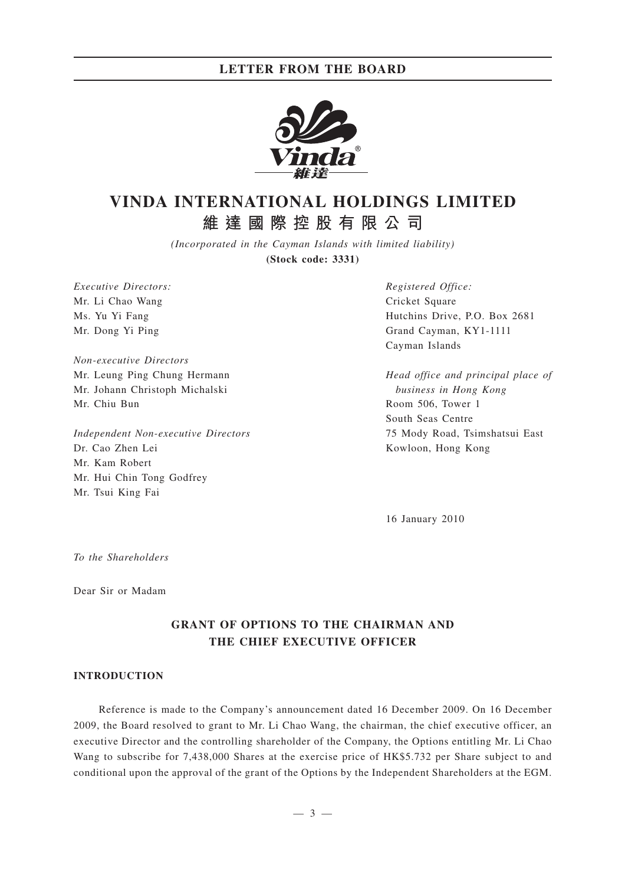# VINDA INTERNATIONAL HOLDINGS LIMITED

# 維達國際控股有限公司

*(Incorporated in the Cayman Islands with limited liability)*

**(Stock code: 3331)**

*Executive Directors:*
Mr. Li Chao Wang
Ms. Yu Yi Fang
Mr. Dong Yi Ping

*Non-executive Directors*
Mr. Leung Ping Chung Hermann
Mr. Johann Christoph Michalski
Mr. Chiu Bun

*Independent Non-executive Directors*
Dr. Cao Zhen Lei
Mr. Kam Robert
Mr. Hui Chin Tong Godfrey
Mr. Tsui King Fai

*Registered Office:*
Cricket Square
Hutchins Drive, P.O. Box 2681
Grand Cayman, KY1-1111
Cayman Islands

*Head office and principal place of business in Hong Kong*
Room 506, Tower 1
South Seas Centre
75 Mody Road, Tsimshatsui East
Kowloon, Hong Kong

16 January 2010

*To the Shareholders*

Dear Sir or Madam

## GRANT OF OPTIONS TO THE CHAIRMAN AND THE CHIEF EXECUTIVE OFFICER

### INTRODUCTION

Reference is made to the Company's announcement dated 16 December 2009. On 16 December 2009, the Board resolved to grant to Mr. Li Chao Wang, the chairman, the chief executive officer, an executive Director and the controlling shareholder of the Company, the Options entitling Mr. Li Chao Wang to subscribe for 7,438,000 Shares at the exercise price of HK$5.732 per Share subject to and conditional upon the approval of the grant of the Options by the Independent Shareholders at the EGM.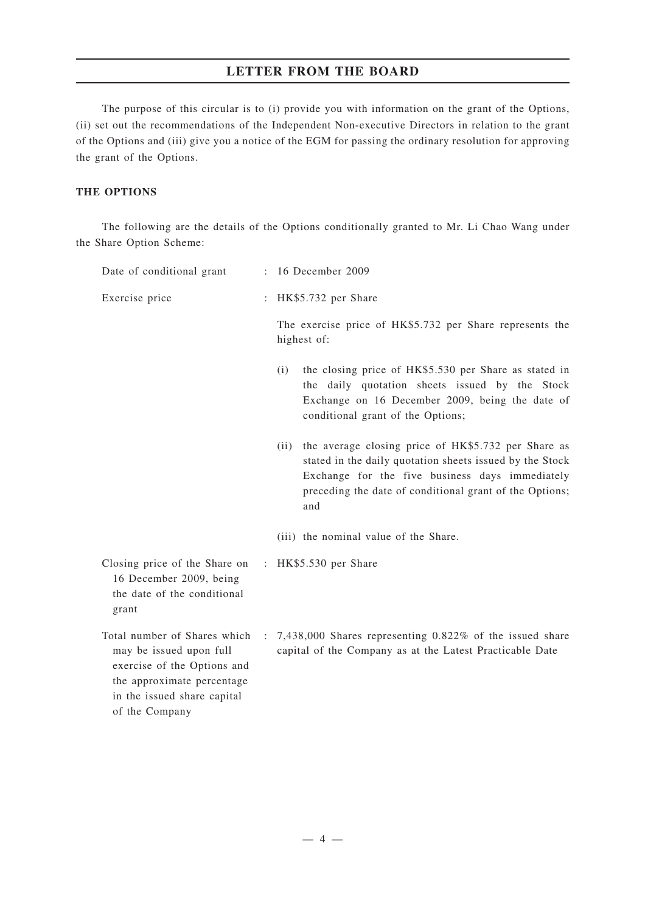The purpose of this circular is to (i) provide you with information on the grant of the Options, (ii) set out the recommendations of the Independent Non-executive Directors in relation to the grant of the Options and (iii) give you a notice of the EGM for passing the ordinary resolution for approving the grant of the Options.

**THE OPTIONS**

The following are the details of the Options conditionally granted to Mr. Li Chao Wang under the Share Option Scheme:

| | | |
|---|---|---|
| Date of conditional grant | : | 16 December 2009 |
| Exercise price | : | HK$5.732 per Share<br><br>The exercise price of HK$5.732 per Share represents the highest of:<br><br>(i) the closing price of HK$5.530 per Share as stated in the daily quotation sheets issued by the Stock Exchange on 16 December 2009, being the date of conditional grant of the Options;<br><br>(ii) the average closing price of HK$5.732 per Share as stated in the daily quotation sheets issued by the Stock Exchange for the five business days immediately preceding the date of conditional grant of the Options; and<br><br>(iii) the nominal value of the Share. |
| Closing price of the Share on 16 December 2009, being the date of the conditional grant | : | HK$5.530 per Share |
| Total number of Shares which may be issued upon full exercise of the Options and the approximate percentage in the issued share capital of the Company | : | 7,438,000 Shares representing 0.822% of the issued share capital of the Company as at the Latest Practicable Date |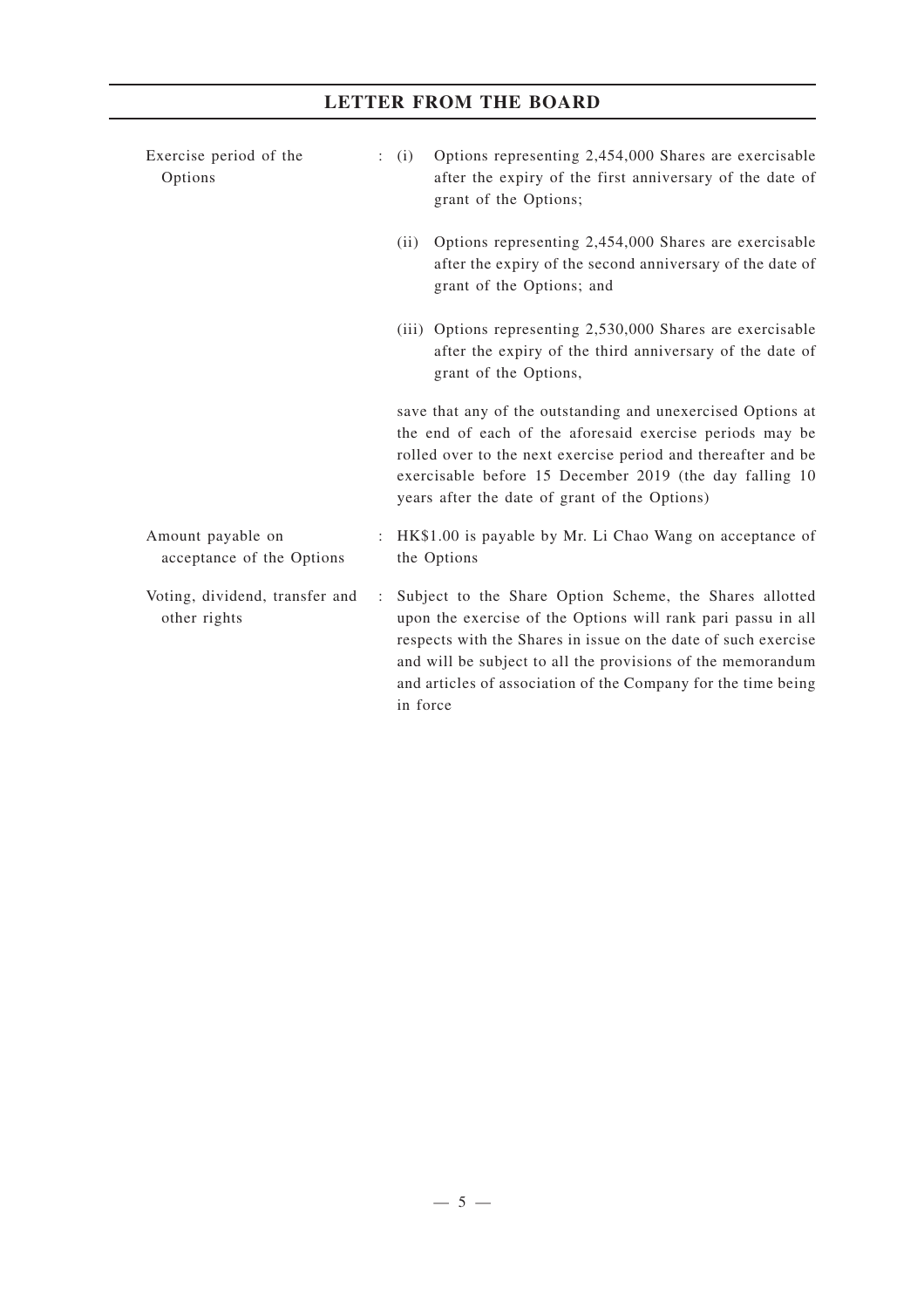| | | |
|---|---|---|
| Exercise period of the Options | : | (i) Options representing 2,454,000 Shares are exercisable after the expiry of the first anniversary of the date of grant of the Options;<br><br>(ii) Options representing 2,454,000 Shares are exercisable after the expiry of the second anniversary of the date of grant of the Options; and<br><br>(iii) Options representing 2,530,000 Shares are exercisable after the expiry of the third anniversary of the date of grant of the Options,<br><br>save that any of the outstanding and unexercised Options at the end of each of the aforesaid exercise periods may be rolled over to the next exercise period and thereafter and be exercisable before 15 December 2019 (the day falling 10 years after the date of grant of the Options) |
| Amount payable on acceptance of the Options | : | HK$1.00 is payable by Mr. Li Chao Wang on acceptance of the Options |
| Voting, dividend, transfer and other rights | : | Subject to the Share Option Scheme, the Shares allotted upon the exercise of the Options will rank pari passu in all respects with the Shares in issue on the date of such exercise and will be subject to all the provisions of the memorandum and articles of association of the Company for the time being in force |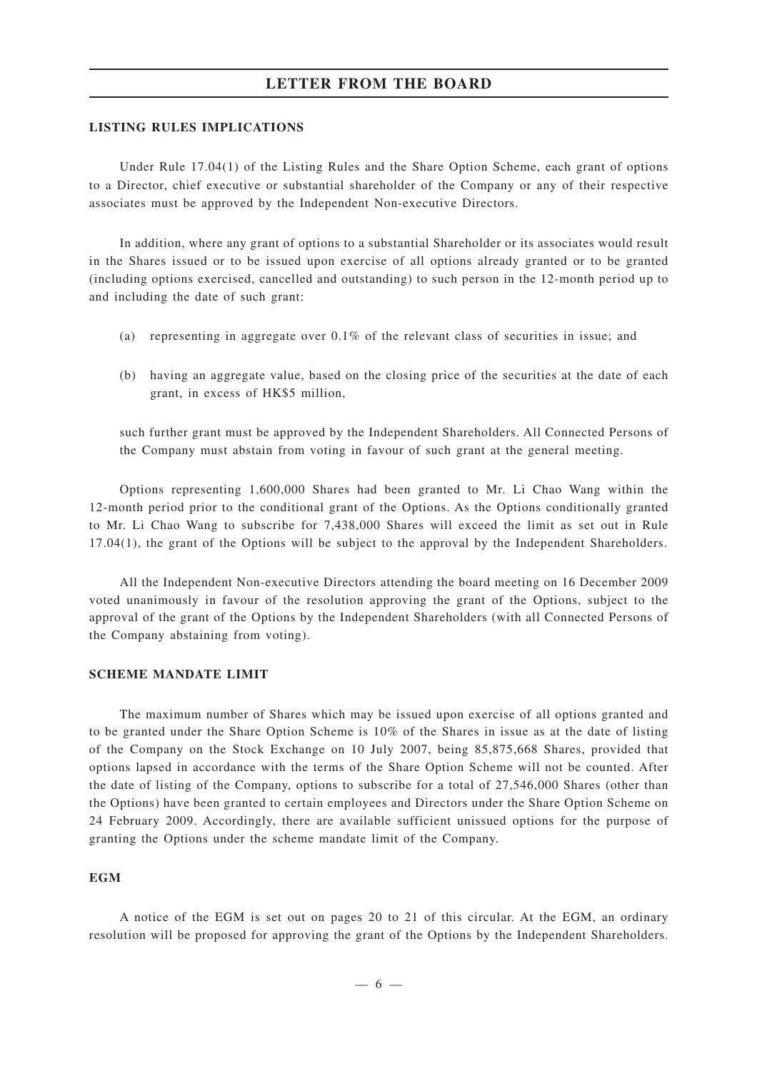## LISTING RULES IMPLICATIONS

Under Rule 17.04(1) of the Listing Rules and the Share Option Scheme, each grant of options to a Director, chief executive or substantial shareholder of the Company or any of their respective associates must be approved by the Independent Non-executive Directors.

In addition, where any grant of options to a substantial Shareholder or its associates would result in the Shares issued or to be issued upon exercise of all options already granted or to be granted (including options exercised, cancelled and outstanding) to such person in the 12-month period up to and including the date of such grant:

(a) representing in aggregate over 0.1% of the relevant class of securities in issue; and

(b) having an aggregate value, based on the closing price of the securities at the date of each grant, in excess of HK$5 million,

such further grant must be approved by the Independent Shareholders. All Connected Persons of the Company must abstain from voting in favour of such grant at the general meeting.

Options representing 1,600,000 Shares had been granted to Mr. Li Chao Wang within the 12-month period prior to the conditional grant of the Options. As the Options conditionally granted to Mr. Li Chao Wang to subscribe for 7,438,000 Shares will exceed the limit as set out in Rule 17.04(1), the grant of the Options will be subject to the approval by the Independent Shareholders.

All the Independent Non-executive Directors attending the board meeting on 16 December 2009 voted unanimously in favour of the resolution approving the grant of the Options, subject to the approval of the grant of the Options by the Independent Shareholders (with all Connected Persons of the Company abstaining from voting).

## SCHEME MANDATE LIMIT

The maximum number of Shares which may be issued upon exercise of all options granted and to be granted under the Share Option Scheme is 10% of the Shares in issue as at the date of listing of the Company on the Stock Exchange on 10 July 2007, being 85,875,668 Shares, provided that options lapsed in accordance with the terms of the Share Option Scheme will not be counted. After the date of listing of the Company, options to subscribe for a total of 27,546,000 Shares (other than the Options) have been granted to certain employees and Directors under the Share Option Scheme on 24 February 2009. Accordingly, there are available sufficient unissued options for the purpose of granting the Options under the scheme mandate limit of the Company.

## EGM

A notice of the EGM is set out on pages 20 to 21 of this circular. At the EGM, an ordinary resolution will be proposed for approving the grant of the Options by the Independent Shareholders.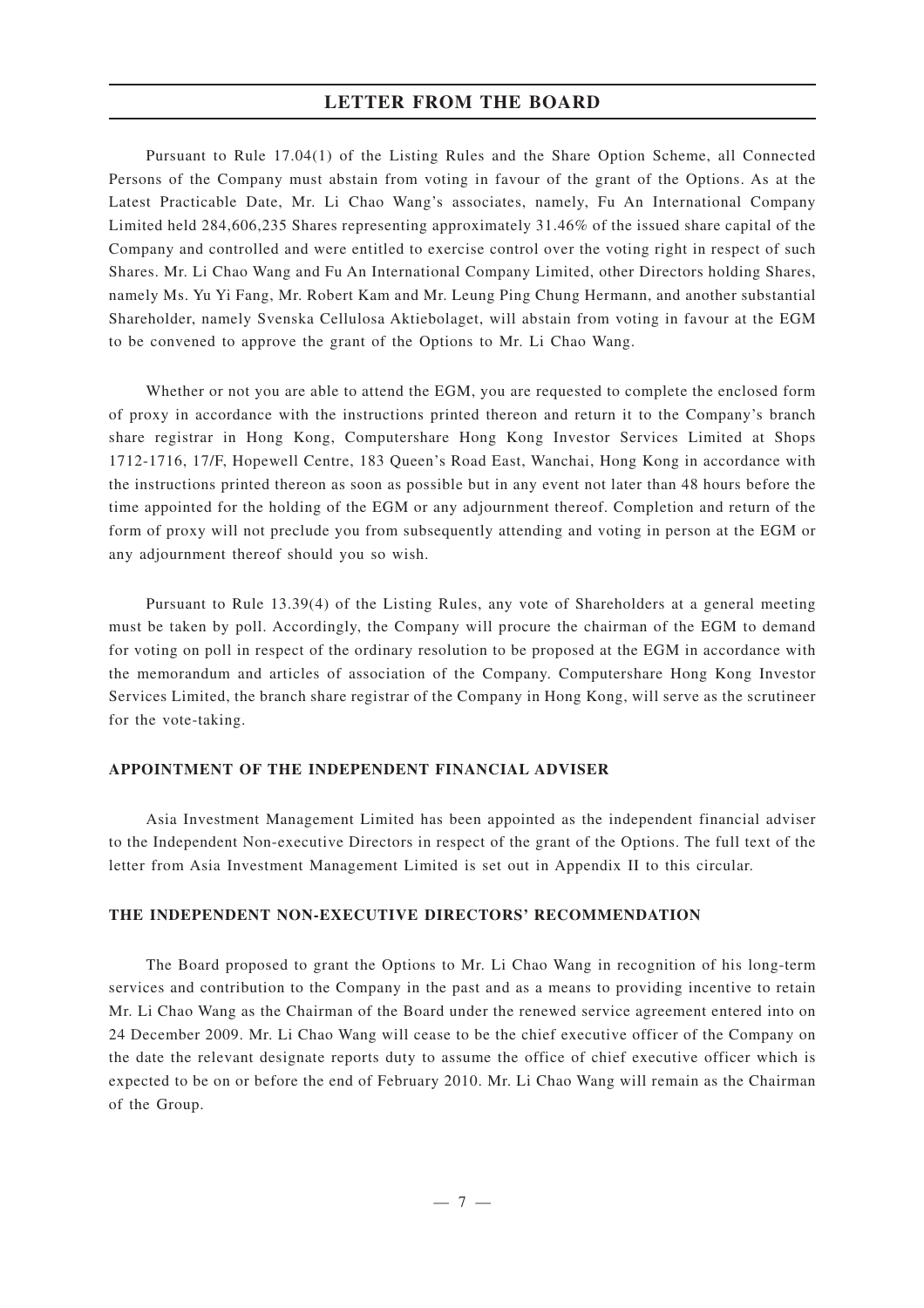Pursuant to Rule 17.04(1) of the Listing Rules and the Share Option Scheme, all Connected Persons of the Company must abstain from voting in favour of the grant of the Options. As at the Latest Practicable Date, Mr. Li Chao Wang's associates, namely, Fu An International Company Limited held 284,606,235 Shares representing approximately 31.46% of the issued share capital of the Company and controlled and were entitled to exercise control over the voting right in respect of such Shares. Mr. Li Chao Wang and Fu An International Company Limited, other Directors holding Shares, namely Ms. Yu Yi Fang, Mr. Robert Kam and Mr. Leung Ping Chung Hermann, and another substantial Shareholder, namely Svenska Cellulosa Aktiebolaget, will abstain from voting in favour at the EGM to be convened to approve the grant of the Options to Mr. Li Chao Wang.

Whether or not you are able to attend the EGM, you are requested to complete the enclosed form of proxy in accordance with the instructions printed thereon and return it to the Company's branch share registrar in Hong Kong, Computershare Hong Kong Investor Services Limited at Shops 1712-1716, 17/F, Hopewell Centre, 183 Queen's Road East, Wanchai, Hong Kong in accordance with the instructions printed thereon as soon as possible but in any event not later than 48 hours before the time appointed for the holding of the EGM or any adjournment thereof. Completion and return of the form of proxy will not preclude you from subsequently attending and voting in person at the EGM or any adjournment thereof should you so wish.

Pursuant to Rule 13.39(4) of the Listing Rules, any vote of Shareholders at a general meeting must be taken by poll. Accordingly, the Company will procure the chairman of the EGM to demand for voting on poll in respect of the ordinary resolution to be proposed at the EGM in accordance with the memorandum and articles of association of the Company. Computershare Hong Kong Investor Services Limited, the branch share registrar of the Company in Hong Kong, will serve as the scrutineer for the vote-taking.

## APPOINTMENT OF THE INDEPENDENT FINANCIAL ADVISER

Asia Investment Management Limited has been appointed as the independent financial adviser to the Independent Non-executive Directors in respect of the grant of the Options. The full text of the letter from Asia Investment Management Limited is set out in Appendix II to this circular.

## THE INDEPENDENT NON-EXECUTIVE DIRECTORS' RECOMMENDATION

The Board proposed to grant the Options to Mr. Li Chao Wang in recognition of his long-term services and contribution to the Company in the past and as a means to providing incentive to retain Mr. Li Chao Wang as the Chairman of the Board under the renewed service agreement entered into on 24 December 2009. Mr. Li Chao Wang will cease to be the chief executive officer of the Company on the date the relevant designate reports duty to assume the office of chief executive officer which is expected to be on or before the end of February 2010. Mr. Li Chao Wang will remain as the Chairman of the Group.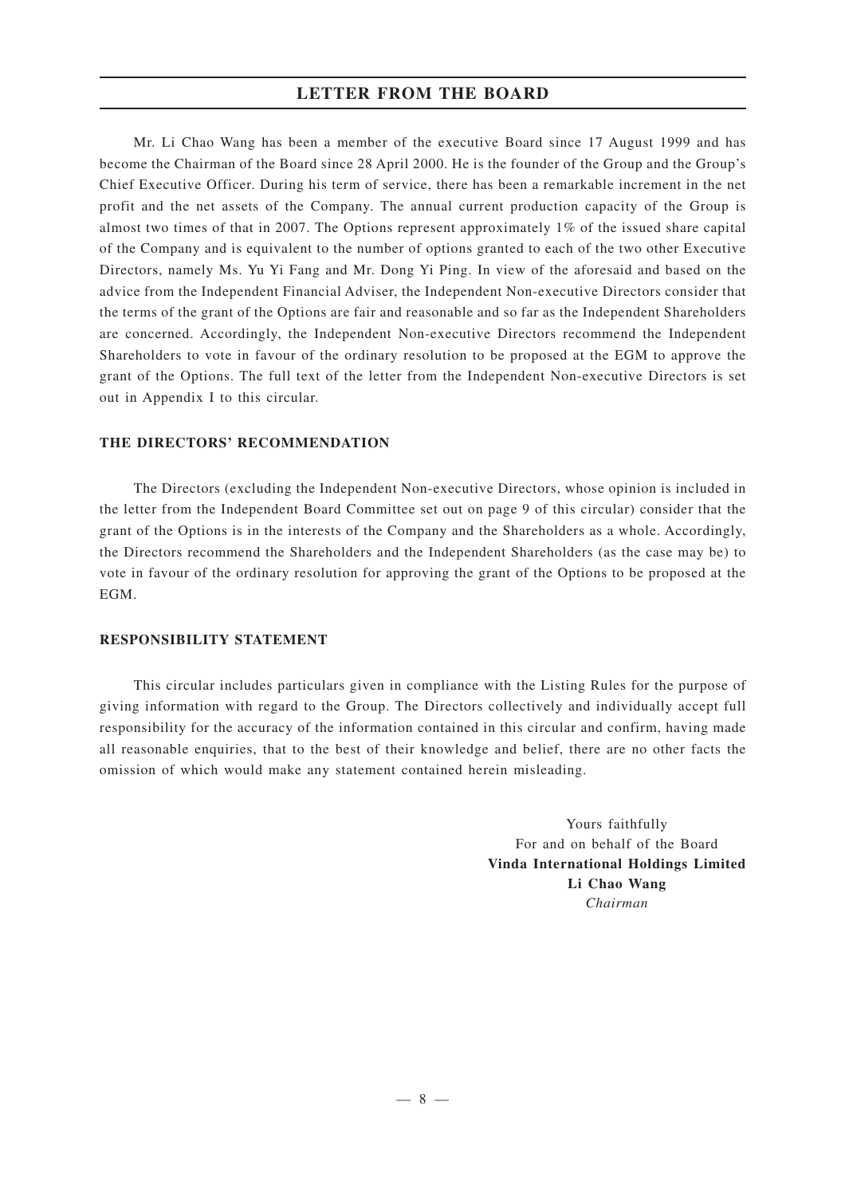Mr. Li Chao Wang has been a member of the executive Board since 17 August 1999 and has become the Chairman of the Board since 28 April 2000. He is the founder of the Group and the Group's Chief Executive Officer. During his term of service, there has been a remarkable increment in the net profit and the net assets of the Company. The annual current production capacity of the Group is almost two times of that in 2007. The Options represent approximately 1% of the issued share capital of the Company and is equivalent to the number of options granted to each of the two other Executive Directors, namely Ms. Yu Yi Fang and Mr. Dong Yi Ping. In view of the aforesaid and based on the advice from the Independent Financial Adviser, the Independent Non-executive Directors consider that the terms of the grant of the Options are fair and reasonable and so far as the Independent Shareholders are concerned. Accordingly, the Independent Non-executive Directors recommend the Independent Shareholders to vote in favour of the ordinary resolution to be proposed at the EGM to approve the grant of the Options. The full text of the letter from the Independent Non-executive Directors is set out in Appendix I to this circular.

**THE DIRECTORS' RECOMMENDATION**

The Directors (excluding the Independent Non-executive Directors, whose opinion is included in the letter from the Independent Board Committee set out on page 9 of this circular) consider that the grant of the Options is in the interests of the Company and the Shareholders as a whole. Accordingly, the Directors recommend the Shareholders and the Independent Shareholders (as the case may be) to vote in favour of the ordinary resolution for approving the grant of the Options to be proposed at the EGM.

**RESPONSIBILITY STATEMENT**

This circular includes particulars given in compliance with the Listing Rules for the purpose of giving information with regard to the Group. The Directors collectively and individually accept full responsibility for the accuracy of the information contained in this circular and confirm, having made all reasonable enquiries, that to the best of their knowledge and belief, there are no other facts the omission of which would make any statement contained herein misleading.

Yours faithfully
For and on behalf of the Board
**Vinda International Holdings Limited**
**Li Chao Wang**
*Chairman*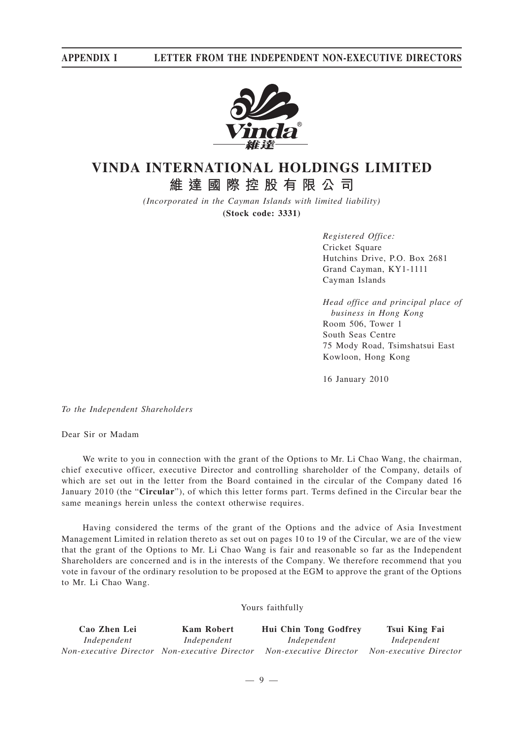# VINDA INTERNATIONAL HOLDINGS LIMITED
## 維達國際控股有限公司

*(Incorporated in the Cayman Islands with limited liability)*
**(Stock code: 3331)**

*Registered Office:*
Cricket Square
Hutchins Drive, P.O. Box 2681
Grand Cayman, KY1-1111
Cayman Islands

*Head office and principal place of business in Hong Kong*
Room 506, Tower 1
South Seas Centre
75 Mody Road, Tsimshatsui East
Kowloon, Hong Kong

16 January 2010

*To the Independent Shareholders*

Dear Sir or Madam

We write to you in connection with the grant of the Options to Mr. Li Chao Wang, the chairman, chief executive officer, executive Director and controlling shareholder of the Company, details of which are set out in the letter from the Board contained in the circular of the Company dated 16 January 2010 (the "**Circular**"), of which this letter forms part. Terms defined in the Circular bear the same meanings herein unless the context otherwise requires.

Having considered the terms of the grant of the Options and the advice of Asia Investment Management Limited in relation thereto as set out on pages 10 to 19 of the Circular, we are of the view that the grant of the Options to Mr. Li Chao Wang is fair and reasonable so far as the Independent Shareholders are concerned and is in the interests of the Company. We therefore recommend that you vote in favour of the ordinary resolution to be proposed at the EGM to approve the grant of the Options to Mr. Li Chao Wang.

Yours faithfully

| **Cao Zhen Lei** | **Kam Robert** | **Hui Chin Tong Godfrey** | **Tsui King Fai** |
|---|---|---|---|
| *Independent Non-executive Director* | *Independent Non-executive Director* | *Independent Non-executive Director* | *Independent Non-executive Director* |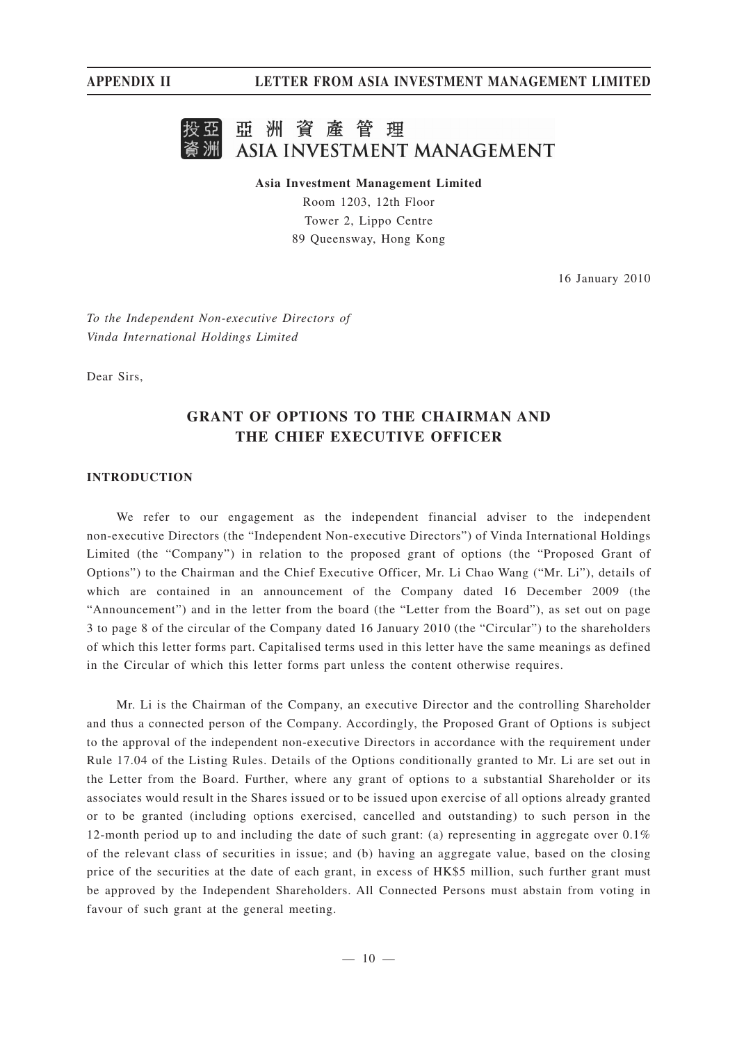亞洲資產管理
ASIA INVESTMENT MANAGEMENT

**Asia Investment Management Limited**
Room 1203, 12th Floor
Tower 2, Lippo Centre
89 Queensway, Hong Kong

16 January 2010

*To the Independent Non-executive Directors of*
*Vinda International Holdings Limited*

Dear Sirs,

## GRANT OF OPTIONS TO THE CHAIRMAN AND THE CHIEF EXECUTIVE OFFICER

### INTRODUCTION

We refer to our engagement as the independent financial adviser to the independent non-executive Directors (the "Independent Non-executive Directors") of Vinda International Holdings Limited (the "Company") in relation to the proposed grant of options (the "Proposed Grant of Options") to the Chairman and the Chief Executive Officer, Mr. Li Chao Wang ("Mr. Li"), details of which are contained in an announcement of the Company dated 16 December 2009 (the "Announcement") and in the letter from the board (the "Letter from the Board"), as set out on page 3 to page 8 of the circular of the Company dated 16 January 2010 (the "Circular") to the shareholders of which this letter forms part. Capitalised terms used in this letter have the same meanings as defined in the Circular of which this letter forms part unless the content otherwise requires.

Mr. Li is the Chairman of the Company, an executive Director and the controlling Shareholder and thus a connected person of the Company. Accordingly, the Proposed Grant of Options is subject to the approval of the independent non-executive Directors in accordance with the requirement under Rule 17.04 of the Listing Rules. Details of the Options conditionally granted to Mr. Li are set out in the Letter from the Board. Further, where any grant of options to a substantial Shareholder or its associates would result in the Shares issued or to be issued upon exercise of all options already granted or to be granted (including options exercised, cancelled and outstanding) to such person in the 12-month period up to and including the date of such grant: (a) representing in aggregate over 0.1% of the relevant class of securities in issue; and (b) having an aggregate value, based on the closing price of the securities at the date of each grant, in excess of HK$5 million, such further grant must be approved by the Independent Shareholders. All Connected Persons must abstain from voting in favour of such grant at the general meeting.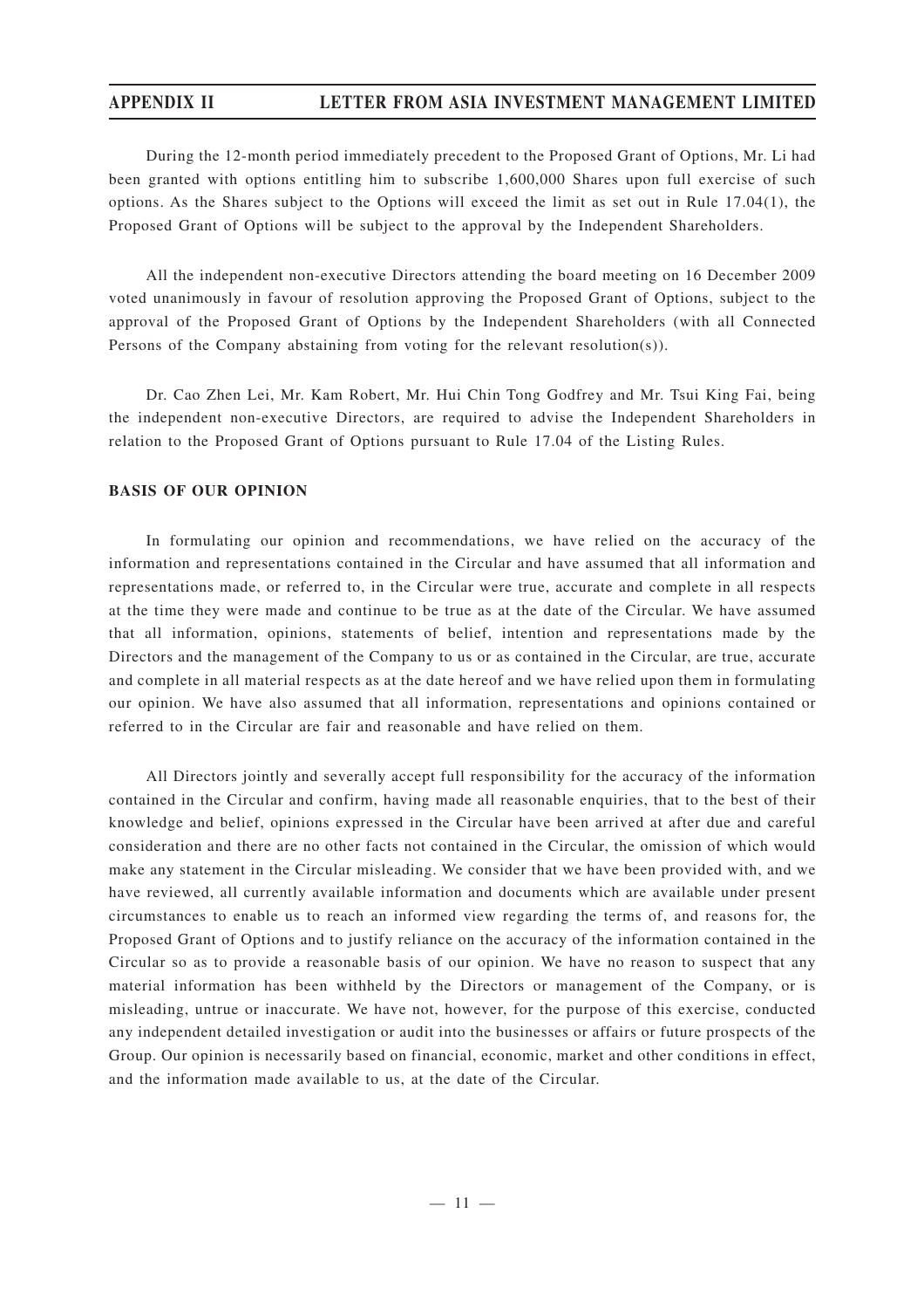During the 12-month period immediately precedent to the Proposed Grant of Options, Mr. Li had been granted with options entitling him to subscribe 1,600,000 Shares upon full exercise of such options. As the Shares subject to the Options will exceed the limit as set out in Rule 17.04(1), the Proposed Grant of Options will be subject to the approval by the Independent Shareholders.

All the independent non-executive Directors attending the board meeting on 16 December 2009 voted unanimously in favour of resolution approving the Proposed Grant of Options, subject to the approval of the Proposed Grant of Options by the Independent Shareholders (with all Connected Persons of the Company abstaining from voting for the relevant resolution(s)).

Dr. Cao Zhen Lei, Mr. Kam Robert, Mr. Hui Chin Tong Godfrey and Mr. Tsui King Fai, being the independent non-executive Directors, are required to advise the Independent Shareholders in relation to the Proposed Grant of Options pursuant to Rule 17.04 of the Listing Rules.

## BASIS OF OUR OPINION

In formulating our opinion and recommendations, we have relied on the accuracy of the information and representations contained in the Circular and have assumed that all information and representations made, or referred to, in the Circular were true, accurate and complete in all respects at the time they were made and continue to be true as at the date of the Circular. We have assumed that all information, opinions, statements of belief, intention and representations made by the Directors and the management of the Company to us or as contained in the Circular, are true, accurate and complete in all material respects as at the date hereof and we have relied upon them in formulating our opinion. We have also assumed that all information, representations and opinions contained or referred to in the Circular are fair and reasonable and have relied on them.

All Directors jointly and severally accept full responsibility for the accuracy of the information contained in the Circular and confirm, having made all reasonable enquiries, that to the best of their knowledge and belief, opinions expressed in the Circular have been arrived at after due and careful consideration and there are no other facts not contained in the Circular, the omission of which would make any statement in the Circular misleading. We consider that we have been provided with, and we have reviewed, all currently available information and documents which are available under present circumstances to enable us to reach an informed view regarding the terms of, and reasons for, the Proposed Grant of Options and to justify reliance on the accuracy of the information contained in the Circular so as to provide a reasonable basis of our opinion. We have no reason to suspect that any material information has been withheld by the Directors or management of the Company, or is misleading, untrue or inaccurate. We have not, however, for the purpose of this exercise, conducted any independent detailed investigation or audit into the businesses or affairs or future prospects of the Group. Our opinion is necessarily based on financial, economic, market and other conditions in effect, and the information made available to us, at the date of the Circular.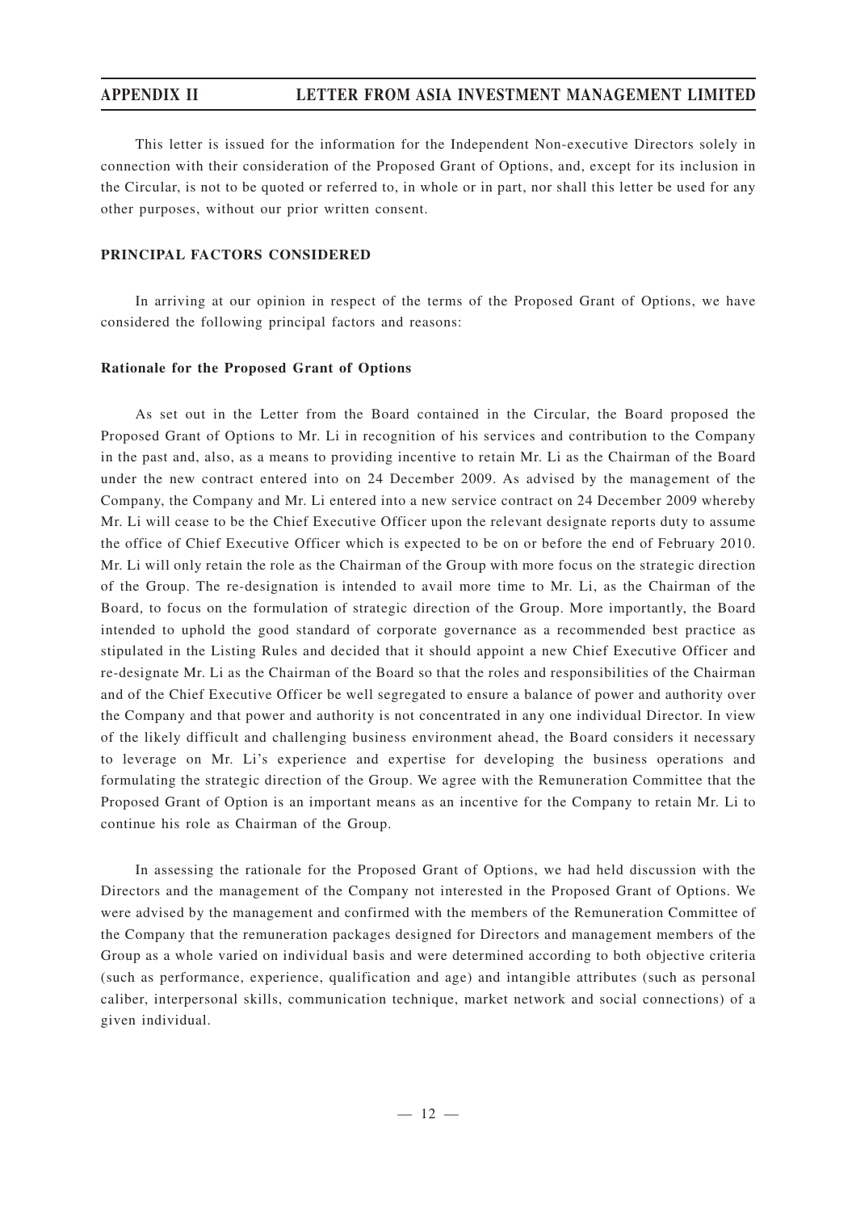This letter is issued for the information for the Independent Non-executive Directors solely in connection with their consideration of the Proposed Grant of Options, and, except for its inclusion in the Circular, is not to be quoted or referred to, in whole or in part, nor shall this letter be used for any other purposes, without our prior written consent.

## PRINCIPAL FACTORS CONSIDERED

In arriving at our opinion in respect of the terms of the Proposed Grant of Options, we have considered the following principal factors and reasons:

### Rationale for the Proposed Grant of Options

As set out in the Letter from the Board contained in the Circular, the Board proposed the Proposed Grant of Options to Mr. Li in recognition of his services and contribution to the Company in the past and, also, as a means to providing incentive to retain Mr. Li as the Chairman of the Board under the new contract entered into on 24 December 2009. As advised by the management of the Company, the Company and Mr. Li entered into a new service contract on 24 December 2009 whereby Mr. Li will cease to be the Chief Executive Officer upon the relevant designate reports duty to assume the office of Chief Executive Officer which is expected to be on or before the end of February 2010. Mr. Li will only retain the role as the Chairman of the Group with more focus on the strategic direction of the Group. The re-designation is intended to avail more time to Mr. Li, as the Chairman of the Board, to focus on the formulation of strategic direction of the Group. More importantly, the Board intended to uphold the good standard of corporate governance as a recommended best practice as stipulated in the Listing Rules and decided that it should appoint a new Chief Executive Officer and re-designate Mr. Li as the Chairman of the Board so that the roles and responsibilities of the Chairman and of the Chief Executive Officer be well segregated to ensure a balance of power and authority over the Company and that power and authority is not concentrated in any one individual Director. In view of the likely difficult and challenging business environment ahead, the Board considers it necessary to leverage on Mr. Li's experience and expertise for developing the business operations and formulating the strategic direction of the Group. We agree with the Remuneration Committee that the Proposed Grant of Option is an important means as an incentive for the Company to retain Mr. Li to continue his role as Chairman of the Group.

In assessing the rationale for the Proposed Grant of Options, we had held discussion with the Directors and the management of the Company not interested in the Proposed Grant of Options. We were advised by the management and confirmed with the members of the Remuneration Committee of the Company that the remuneration packages designed for Directors and management members of the Group as a whole varied on individual basis and were determined according to both objective criteria (such as performance, experience, qualification and age) and intangible attributes (such as personal caliber, interpersonal skills, communication technique, market network and social connections) of a given individual.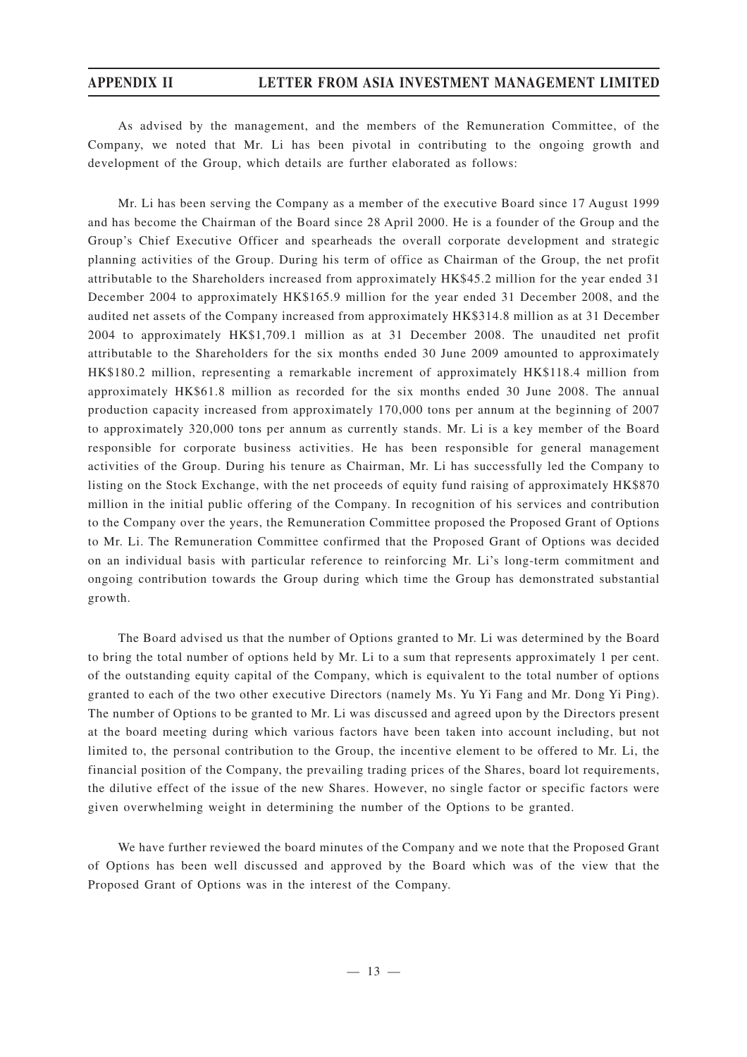As advised by the management, and the members of the Remuneration Committee, of the Company, we noted that Mr. Li has been pivotal in contributing to the ongoing growth and development of the Group, which details are further elaborated as follows:

Mr. Li has been serving the Company as a member of the executive Board since 17 August 1999 and has become the Chairman of the Board since 28 April 2000. He is a founder of the Group and the Group's Chief Executive Officer and spearheads the overall corporate development and strategic planning activities of the Group. During his term of office as Chairman of the Group, the net profit attributable to the Shareholders increased from approximately HK$45.2 million for the year ended 31 December 2004 to approximately HK$165.9 million for the year ended 31 December 2008, and the audited net assets of the Company increased from approximately HK$314.8 million as at 31 December 2004 to approximately HK$1,709.1 million as at 31 December 2008. The unaudited net profit attributable to the Shareholders for the six months ended 30 June 2009 amounted to approximately HK$180.2 million, representing a remarkable increment of approximately HK$118.4 million from approximately HK$61.8 million as recorded for the six months ended 30 June 2008. The annual production capacity increased from approximately 170,000 tons per annum at the beginning of 2007 to approximately 320,000 tons per annum as currently stands. Mr. Li is a key member of the Board responsible for corporate business activities. He has been responsible for general management activities of the Group. During his tenure as Chairman, Mr. Li has successfully led the Company to listing on the Stock Exchange, with the net proceeds of equity fund raising of approximately HK$870 million in the initial public offering of the Company. In recognition of his services and contribution to the Company over the years, the Remuneration Committee proposed the Proposed Grant of Options to Mr. Li. The Remuneration Committee confirmed that the Proposed Grant of Options was decided on an individual basis with particular reference to reinforcing Mr. Li's long-term commitment and ongoing contribution towards the Group during which time the Group has demonstrated substantial growth.

The Board advised us that the number of Options granted to Mr. Li was determined by the Board to bring the total number of options held by Mr. Li to a sum that represents approximately 1 per cent. of the outstanding equity capital of the Company, which is equivalent to the total number of options granted to each of the two other executive Directors (namely Ms. Yu Yi Fang and Mr. Dong Yi Ping). The number of Options to be granted to Mr. Li was discussed and agreed upon by the Directors present at the board meeting during which various factors have been taken into account including, but not limited to, the personal contribution to the Group, the incentive element to be offered to Mr. Li, the financial position of the Company, the prevailing trading prices of the Shares, board lot requirements, the dilutive effect of the issue of the new Shares. However, no single factor or specific factors were given overwhelming weight in determining the number of the Options to be granted.

We have further reviewed the board minutes of the Company and we note that the Proposed Grant of Options has been well discussed and approved by the Board which was of the view that the Proposed Grant of Options was in the interest of the Company.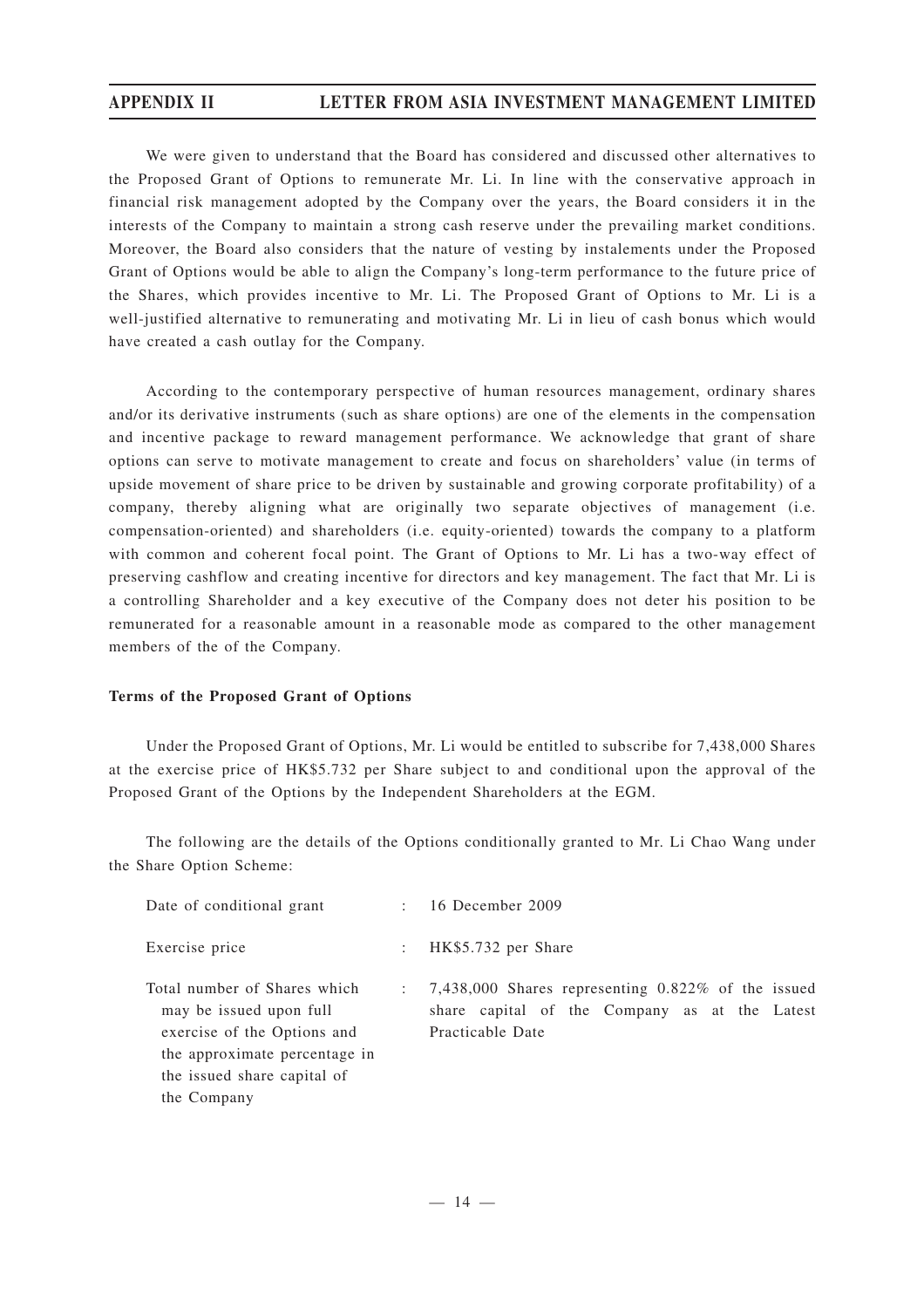We were given to understand that the Board has considered and discussed other alternatives to the Proposed Grant of Options to remunerate Mr. Li. In line with the conservative approach in financial risk management adopted by the Company over the years, the Board considers it in the interests of the Company to maintain a strong cash reserve under the prevailing market conditions. Moreover, the Board also considers that the nature of vesting by instalements under the Proposed Grant of Options would be able to align the Company's long-term performance to the future price of the Shares, which provides incentive to Mr. Li. The Proposed Grant of Options to Mr. Li is a well-justified alternative to remunerating and motivating Mr. Li in lieu of cash bonus which would have created a cash outlay for the Company.

According to the contemporary perspective of human resources management, ordinary shares and/or its derivative instruments (such as share options) are one of the elements in the compensation and incentive package to reward management performance. We acknowledge that grant of share options can serve to motivate management to create and focus on shareholders' value (in terms of upside movement of share price to be driven by sustainable and growing corporate profitability) of a company, thereby aligning what are originally two separate objectives of management (i.e. compensation-oriented) and shareholders (i.e. equity-oriented) towards the company to a platform with common and coherent focal point. The Grant of Options to Mr. Li has a two-way effect of preserving cashflow and creating incentive for directors and key management. The fact that Mr. Li is a controlling Shareholder and a key executive of the Company does not deter his position to be remunerated for a reasonable amount in a reasonable mode as compared to the other management members of the of the Company.

**Terms of the Proposed Grant of Options**

Under the Proposed Grant of Options, Mr. Li would be entitled to subscribe for 7,438,000 Shares at the exercise price of HK$5.732 per Share subject to and conditional upon the approval of the Proposed Grant of the Options by the Independent Shareholders at the EGM.

The following are the details of the Options conditionally granted to Mr. Li Chao Wang under the Share Option Scheme:

| | | |
|---|---|---|
| Date of conditional grant | : | 16 December 2009 |
| Exercise price | : | HK$5.732 per Share |
| Total number of Shares which may be issued upon full exercise of the Options and the approximate percentage in the issued share capital of the Company | : | 7,438,000 Shares representing 0.822% of the issued share capital of the Company as at the Latest Practicable Date |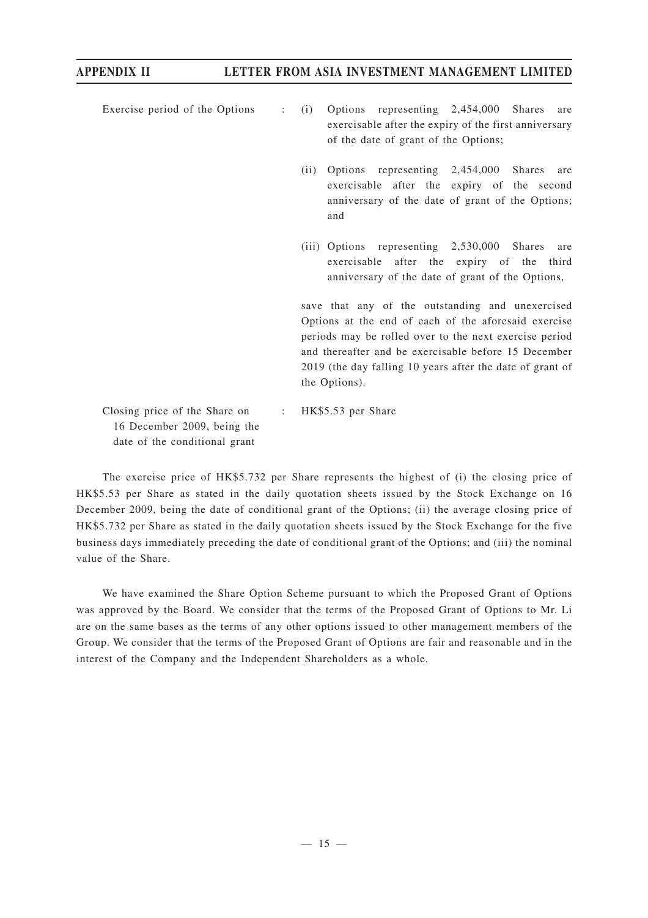| | | |
|---|---|---|
| Exercise period of the Options | : | (i) Options representing 2,454,000 Shares are exercisable after the expiry of the first anniversary of the date of grant of the Options;<br><br>(ii) Options representing 2,454,000 Shares are exercisable after the expiry of the second anniversary of the date of grant of the Options; and<br><br>(iii) Options representing 2,530,000 Shares are exercisable after the expiry of the third anniversary of the date of grant of the Options,<br><br>save that any of the outstanding and unexercised Options at the end of each of the aforesaid exercise periods may be rolled over to the next exercise period and thereafter and be exercisable before 15 December 2019 (the day falling 10 years after the date of grant of the Options). |
| Closing price of the Share on 16 December 2009, being the date of the conditional grant | : | HK$5.53 per Share |

The exercise price of HK$5.732 per Share represents the highest of (i) the closing price of HK$5.53 per Share as stated in the daily quotation sheets issued by the Stock Exchange on 16 December 2009, being the date of conditional grant of the Options; (ii) the average closing price of HK$5.732 per Share as stated in the daily quotation sheets issued by the Stock Exchange for the five business days immediately preceding the date of conditional grant of the Options; and (iii) the nominal value of the Share.

We have examined the Share Option Scheme pursuant to which the Proposed Grant of Options was approved by the Board. We consider that the terms of the Proposed Grant of Options to Mr. Li are on the same bases as the terms of any other options issued to other management members of the Group. We consider that the terms of the Proposed Grant of Options are fair and reasonable and in the interest of the Company and the Independent Shareholders as a whole.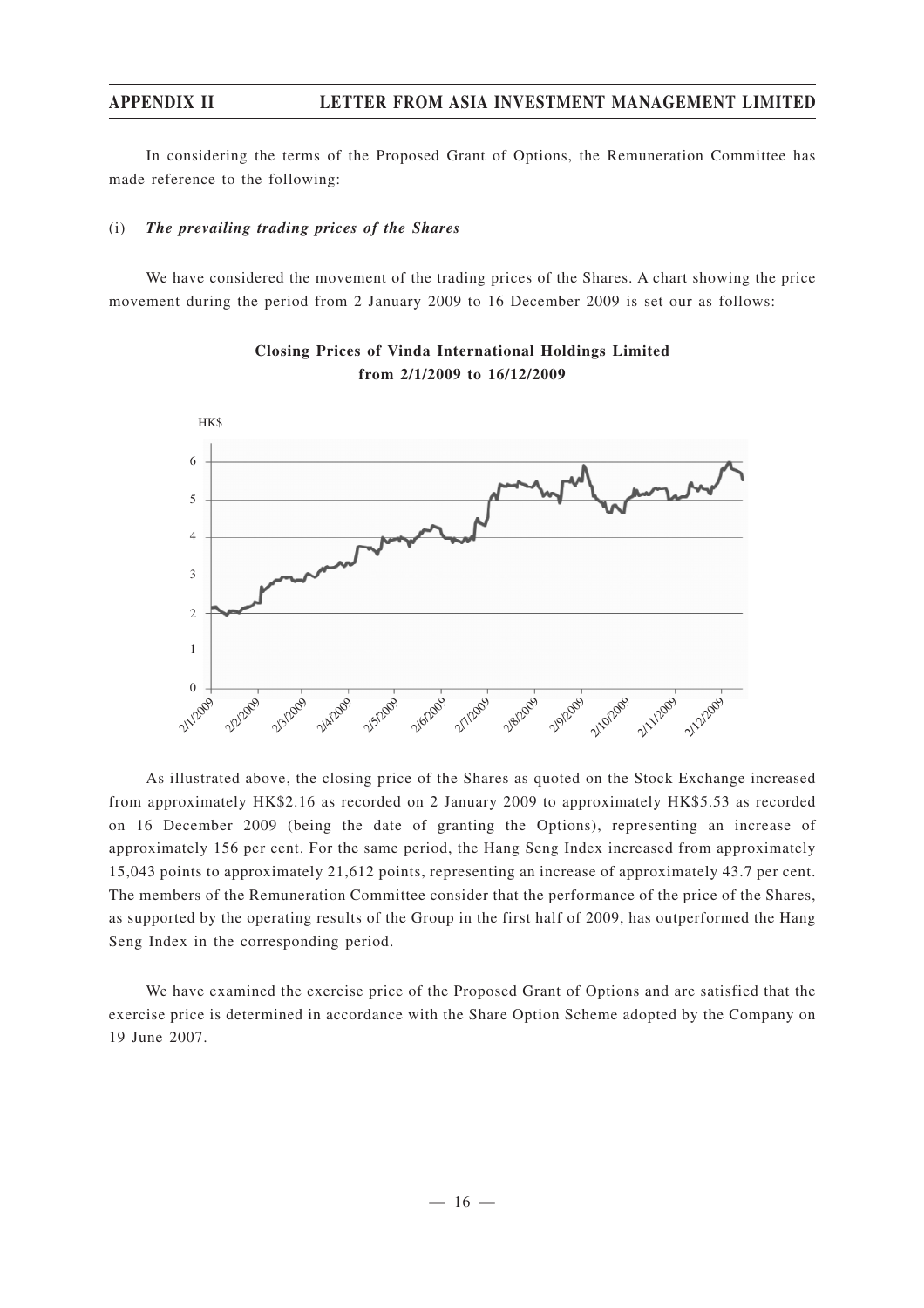In considering the terms of the Proposed Grant of Options, the Remuneration Committee has made reference to the following:

(i) ***The prevailing trading prices of the Shares***

We have considered the movement of the trading prices of the Shares. A chart showing the price movement during the period from 2 January 2009 to 16 December 2009 is set our as follows:

**Closing Prices of Vinda International Holdings Limited from 2/1/2009 to 16/12/2009**

As illustrated above, the closing price of the Shares as quoted on the Stock Exchange increased from approximately HK$2.16 as recorded on 2 January 2009 to approximately HK$5.53 as recorded on 16 December 2009 (being the date of granting the Options), representing an increase of approximately 156 per cent. For the same period, the Hang Seng Index increased from approximately 15,043 points to approximately 21,612 points, representing an increase of approximately 43.7 per cent. The members of the Remuneration Committee consider that the performance of the price of the Shares, as supported by the operating results of the Group in the first half of 2009, has outperformed the Hang Seng Index in the corresponding period.

We have examined the exercise price of the Proposed Grant of Options and are satisfied that the exercise price is determined in accordance with the Share Option Scheme adopted by the Company on 19 June 2007.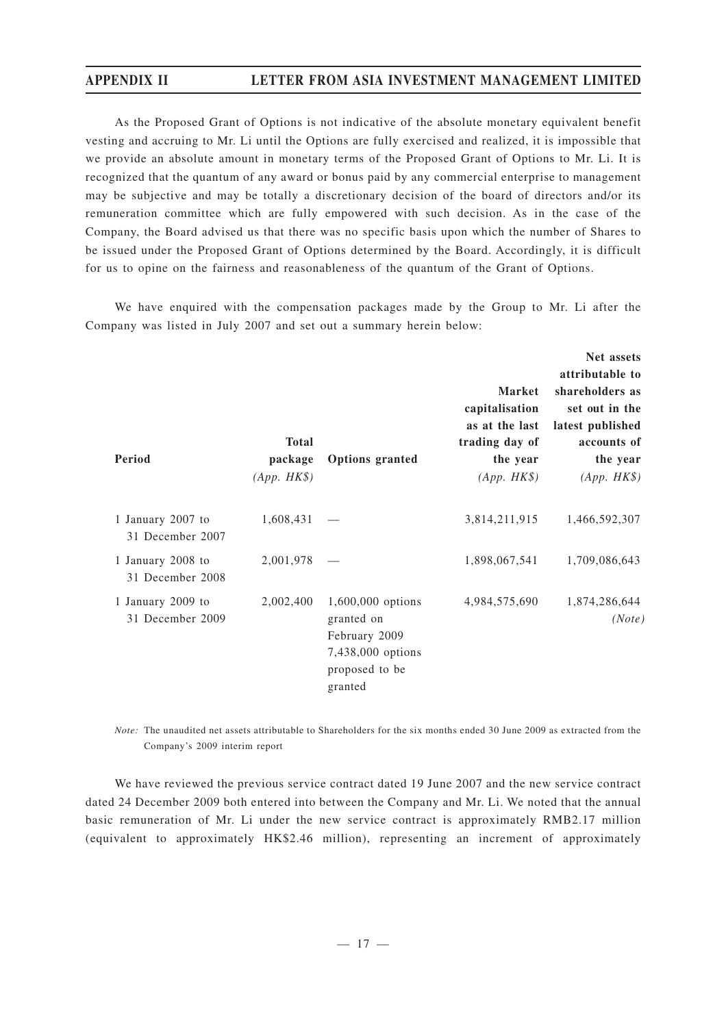As the Proposed Grant of Options is not indicative of the absolute monetary equivalent benefit vesting and accruing to Mr. Li until the Options are fully exercised and realized, it is impossible that we provide an absolute amount in monetary terms of the Proposed Grant of Options to Mr. Li. It is recognized that the quantum of any award or bonus paid by any commercial enterprise to management may be subjective and may be totally a discretionary decision of the board of directors and/or its remuneration committee which are fully empowered with such decision. As in the case of the Company, the Board advised us that there was no specific basis upon which the number of Shares to be issued under the Proposed Grant of Options determined by the Board. Accordingly, it is difficult for us to opine on the fairness and reasonableness of the quantum of the Grant of Options.

We have enquired with the compensation packages made by the Group to Mr. Li after the Company was listed in July 2007 and set out a summary herein below:

| Period | Total package *(App. HK$)* | Options granted | Market capitalisation as at the last trading day of the year *(App. HK$)* | Net assets attributable to shareholders as set out in the latest published accounts of the year *(App. HK$)* |
|---|---|---|---|---|
| 1 January 2007 to 31 December 2007 | 1,608,431 | — | 3,814,211,915 | 1,466,592,307 |
| 1 January 2008 to 31 December 2008 | 2,001,978 | — | 1,898,067,541 | 1,709,086,643 |
| 1 January 2009 to 31 December 2009 | 2,002,400 | 1,600,000 options granted on February 2009<br>7,438,000 options proposed to be granted | 4,984,575,690 | 1,874,286,644 *(Note)* |

*Note:* The unaudited net assets attributable to Shareholders for the six months ended 30 June 2009 as extracted from the Company's 2009 interim report

We have reviewed the previous service contract dated 19 June 2007 and the new service contract dated 24 December 2009 both entered into between the Company and Mr. Li. We noted that the annual basic remuneration of Mr. Li under the new service contract is approximately RMB2.17 million (equivalent to approximately HK$2.46 million), representing an increment of approximately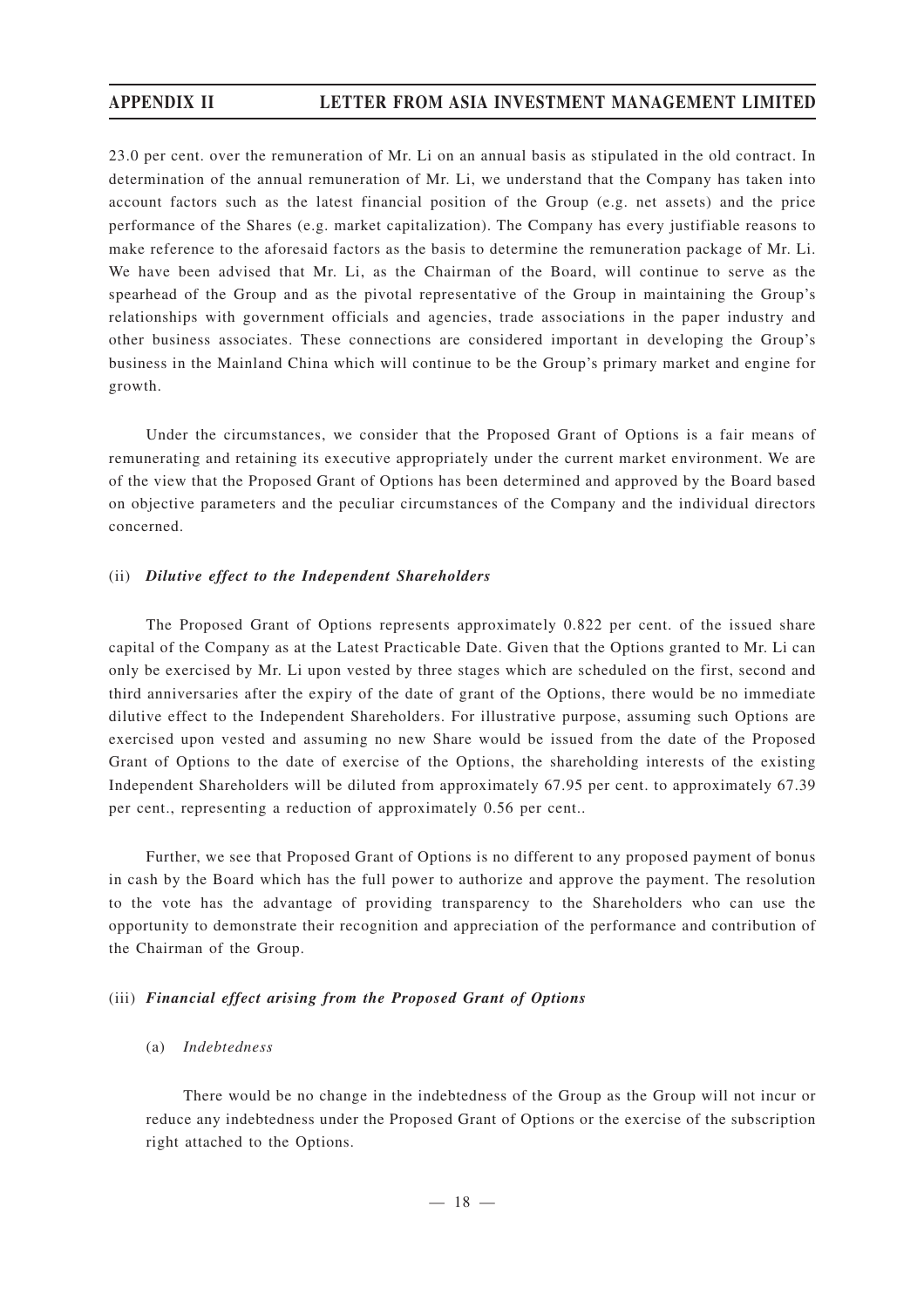23.0 per cent. over the remuneration of Mr. Li on an annual basis as stipulated in the old contract. In determination of the annual remuneration of Mr. Li, we understand that the Company has taken into account factors such as the latest financial position of the Group (e.g. net assets) and the price performance of the Shares (e.g. market capitalization). The Company has every justifiable reasons to make reference to the aforesaid factors as the basis to determine the remuneration package of Mr. Li. We have been advised that Mr. Li, as the Chairman of the Board, will continue to serve as the spearhead of the Group and as the pivotal representative of the Group in maintaining the Group's relationships with government officials and agencies, trade associations in the paper industry and other business associates. These connections are considered important in developing the Group's business in the Mainland China which will continue to be the Group's primary market and engine for growth.

Under the circumstances, we consider that the Proposed Grant of Options is a fair means of remunerating and retaining its executive appropriately under the current market environment. We are of the view that the Proposed Grant of Options has been determined and approved by the Board based on objective parameters and the peculiar circumstances of the Company and the individual directors concerned.

(ii) ***Dilutive effect to the Independent Shareholders***

The Proposed Grant of Options represents approximately 0.822 per cent. of the issued share capital of the Company as at the Latest Practicable Date. Given that the Options granted to Mr. Li can only be exercised by Mr. Li upon vested by three stages which are scheduled on the first, second and third anniversaries after the expiry of the date of grant of the Options, there would be no immediate dilutive effect to the Independent Shareholders. For illustrative purpose, assuming such Options are exercised upon vested and assuming no new Share would be issued from the date of the Proposed Grant of Options to the date of exercise of the Options, the shareholding interests of the existing Independent Shareholders will be diluted from approximately 67.95 per cent. to approximately 67.39 per cent., representing a reduction of approximately 0.56 per cent..

Further, we see that Proposed Grant of Options is no different to any proposed payment of bonus in cash by the Board which has the full power to authorize and approve the payment. The resolution to the vote has the advantage of providing transparency to the Shareholders who can use the opportunity to demonstrate their recognition and appreciation of the performance and contribution of the Chairman of the Group.

(iii) ***Financial effect arising from the Proposed Grant of Options***

(a) *Indebtedness*

There would be no change in the indebtedness of the Group as the Group will not incur or reduce any indebtedness under the Proposed Grant of Options or the exercise of the subscription right attached to the Options.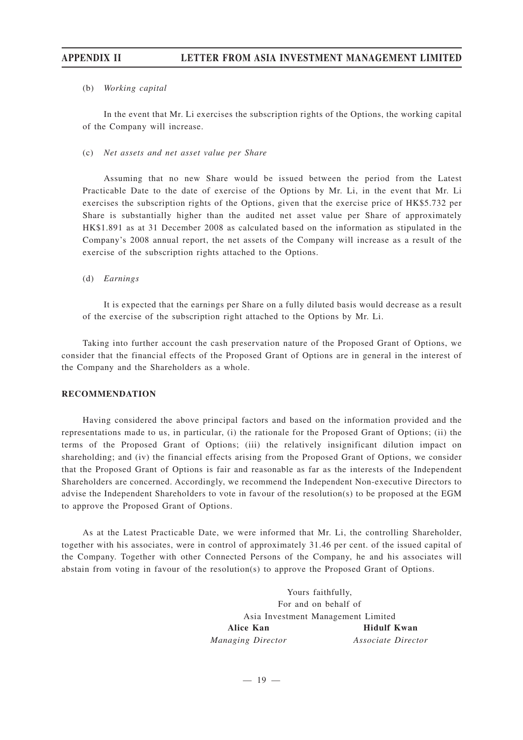(b) *Working capital*

In the event that Mr. Li exercises the subscription rights of the Options, the working capital of the Company will increase.

(c) *Net assets and net asset value per Share*

Assuming that no new Share would be issued between the period from the Latest Practicable Date to the date of exercise of the Options by Mr. Li, in the event that Mr. Li exercises the subscription rights of the Options, given that the exercise price of HK$5.732 per Share is substantially higher than the audited net asset value per Share of approximately HK$1.891 as at 31 December 2008 as calculated based on the information as stipulated in the Company's 2008 annual report, the net assets of the Company will increase as a result of the exercise of the subscription rights attached to the Options.

(d) *Earnings*

It is expected that the earnings per Share on a fully diluted basis would decrease as a result of the exercise of the subscription right attached to the Options by Mr. Li.

Taking into further account the cash preservation nature of the Proposed Grant of Options, we consider that the financial effects of the Proposed Grant of Options are in general in the interest of the Company and the Shareholders as a whole.

## RECOMMENDATION

Having considered the above principal factors and based on the information provided and the representations made to us, in particular, (i) the rationale for the Proposed Grant of Options; (ii) the terms of the Proposed Grant of Options; (iii) the relatively insignificant dilution impact on shareholding; and (iv) the financial effects arising from the Proposed Grant of Options, we consider that the Proposed Grant of Options is fair and reasonable as far as the interests of the Independent Shareholders are concerned. Accordingly, we recommend the Independent Non-executive Directors to advise the Independent Shareholders to vote in favour of the resolution(s) to be proposed at the EGM to approve the Proposed Grant of Options.

As at the Latest Practicable Date, we were informed that Mr. Li, the controlling Shareholder, together with his associates, were in control of approximately 31.46 per cent. of the issued capital of the Company. Together with other Connected Persons of the Company, he and his associates will abstain from voting in favour of the resolution(s) to approve the Proposed Grant of Options.

Yours faithfully,
For and on behalf of
Asia Investment Management Limited

**Alice Kan**
*Managing Director*

**Hidulf Kwan**
*Associate Director*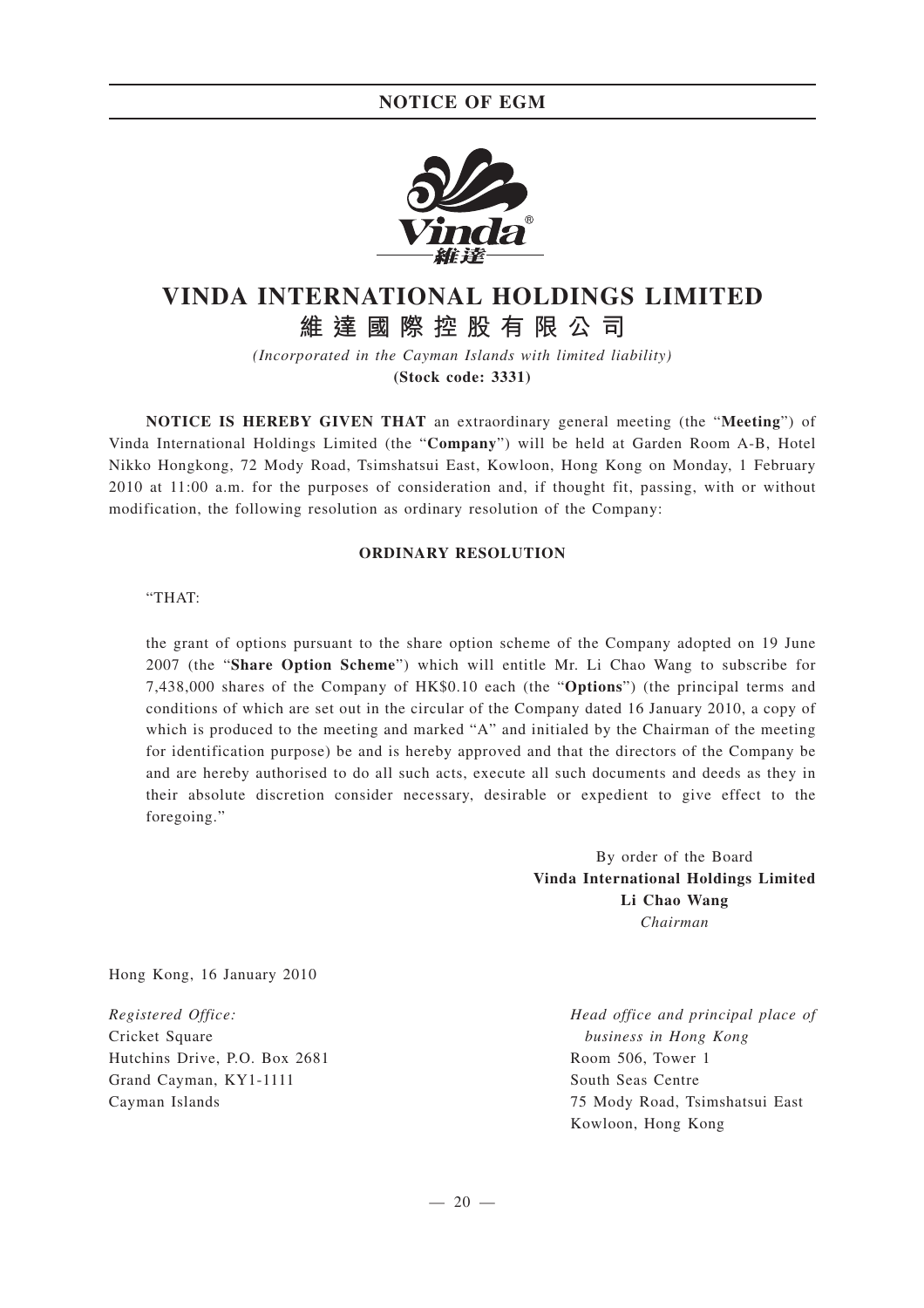# VINDA INTERNATIONAL HOLDINGS LIMITED
# 維達國際控股有限公司

*(Incorporated in the Cayman Islands with limited liability)*
**(Stock code: 3331)**

**NOTICE IS HEREBY GIVEN THAT** an extraordinary general meeting (the "**Meeting**") of Vinda International Holdings Limited (the "**Company**") will be held at Garden Room A-B, Hotel Nikko Hongkong, 72 Mody Road, Tsimshatsui East, Kowloon, Hong Kong on Monday, 1 February 2010 at 11:00 a.m. for the purposes of consideration and, if thought fit, passing, with or without modification, the following resolution as ordinary resolution of the Company:

**ORDINARY RESOLUTION**

"THAT:

the grant of options pursuant to the share option scheme of the Company adopted on 19 June 2007 (the "**Share Option Scheme**") which will entitle Mr. Li Chao Wang to subscribe for 7,438,000 shares of the Company of HK$0.10 each (the "**Options**") (the principal terms and conditions of which are set out in the circular of the Company dated 16 January 2010, a copy of which is produced to the meeting and marked "A" and initialed by the Chairman of the meeting for identification purpose) be and is hereby approved and that the directors of the Company be and are hereby authorised to do all such acts, execute all such documents and deeds as they in their absolute discretion consider necessary, desirable or expedient to give effect to the foregoing."

By order of the Board
**Vinda International Holdings Limited**
**Li Chao Wang**
*Chairman*

Hong Kong, 16 January 2010

*Registered Office:*
Cricket Square
Hutchins Drive, P.O. Box 2681
Grand Cayman, KY1-1111
Cayman Islands

*Head office and principal place of business in Hong Kong*
Room 506, Tower 1
South Seas Centre
75 Mody Road, Tsimshatsui East
Kowloon, Hong Kong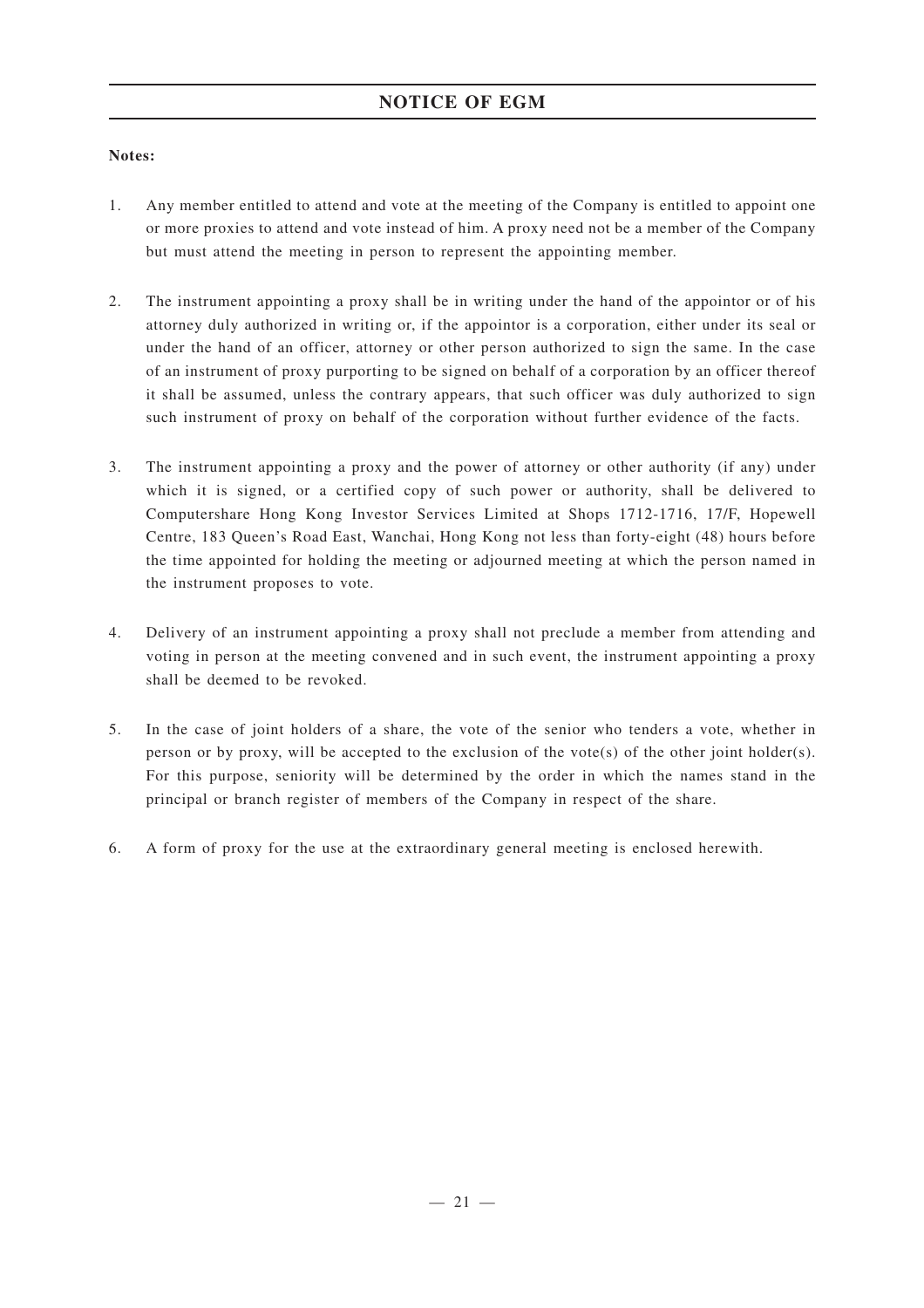**Notes:**

1. Any member entitled to attend and vote at the meeting of the Company is entitled to appoint one or more proxies to attend and vote instead of him. A proxy need not be a member of the Company but must attend the meeting in person to represent the appointing member.

2. The instrument appointing a proxy shall be in writing under the hand of the appointor or of his attorney duly authorized in writing or, if the appointor is a corporation, either under its seal or under the hand of an officer, attorney or other person authorized to sign the same. In the case of an instrument of proxy purporting to be signed on behalf of a corporation by an officer thereof it shall be assumed, unless the contrary appears, that such officer was duly authorized to sign such instrument of proxy on behalf of the corporation without further evidence of the facts.

3. The instrument appointing a proxy and the power of attorney or other authority (if any) under which it is signed, or a certified copy of such power or authority, shall be delivered to Computershare Hong Kong Investor Services Limited at Shops 1712-1716, 17/F, Hopewell Centre, 183 Queen's Road East, Wanchai, Hong Kong not less than forty-eight (48) hours before the time appointed for holding the meeting or adjourned meeting at which the person named in the instrument proposes to vote.

4. Delivery of an instrument appointing a proxy shall not preclude a member from attending and voting in person at the meeting convened and in such event, the instrument appointing a proxy shall be deemed to be revoked.

5. In the case of joint holders of a share, the vote of the senior who tenders a vote, whether in person or by proxy, will be accepted to the exclusion of the vote(s) of the other joint holder(s). For this purpose, seniority will be determined by the order in which the names stand in the principal or branch register of members of the Company in respect of the share.

6. A form of proxy for the use at the extraordinary general meeting is enclosed herewith.